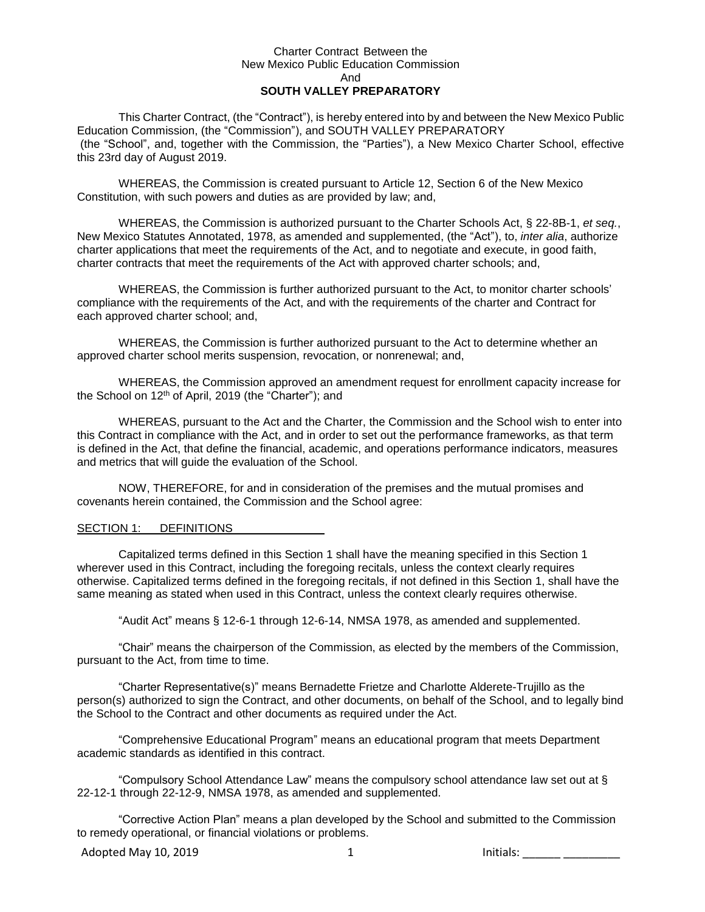Charter Contract Between the
New Mexico Public Education Commission
And
**SOUTH VALLEY PREPARATORY**

This Charter Contract, (the "Contract"), is hereby entered into by and between the New Mexico Public Education Commission, (the "Commission"), and SOUTH VALLEY PREPARATORY (the "School", and, together with the Commission, the "Parties"), a New Mexico Charter School, effective this 23rd day of August 2019.

WHEREAS, the Commission is created pursuant to Article 12, Section 6 of the New Mexico Constitution, with such powers and duties as are provided by law; and,

WHEREAS, the Commission is authorized pursuant to the Charter Schools Act, § 22-8B-1, *et seq.*, New Mexico Statutes Annotated, 1978, as amended and supplemented, (the "Act"), to, *inter alia*, authorize charter applications that meet the requirements of the Act, and to negotiate and execute, in good faith, charter contracts that meet the requirements of the Act with approved charter schools; and,

WHEREAS, the Commission is further authorized pursuant to the Act, to monitor charter schools' compliance with the requirements of the Act, and with the requirements of the charter and Contract for each approved charter school; and,

WHEREAS, the Commission is further authorized pursuant to the Act to determine whether an approved charter school merits suspension, revocation, or nonrenewal; and,

WHEREAS, the Commission approved an amendment request for enrollment capacity increase for the School on 12th of April, 2019 (the "Charter"); and

WHEREAS, pursuant to the Act and the Charter, the Commission and the School wish to enter into this Contract in compliance with the Act, and in order to set out the performance frameworks, as that term is defined in the Act, that define the financial, academic, and operations performance indicators, measures and metrics that will guide the evaluation of the School.

NOW, THEREFORE, for and in consideration of the premises and the mutual promises and covenants herein contained, the Commission and the School agree:

## SECTION 1: DEFINITIONS

Capitalized terms defined in this Section 1 shall have the meaning specified in this Section 1 wherever used in this Contract, including the foregoing recitals, unless the context clearly requires otherwise. Capitalized terms defined in the foregoing recitals, if not defined in this Section 1, shall have the same meaning as stated when used in this Contract, unless the context clearly requires otherwise.

"Audit Act" means § 12-6-1 through 12-6-14, NMSA 1978, as amended and supplemented.

"Chair" means the chairperson of the Commission, as elected by the members of the Commission, pursuant to the Act, from time to time.

"Charter Representative(s)" means Bernadette Frietze and Charlotte Alderete-Trujillo as the person(s) authorized to sign the Contract, and other documents, on behalf of the School, and to legally bind the School to the Contract and other documents as required under the Act.

"Comprehensive Educational Program" means an educational program that meets Department academic standards as identified in this contract.

"Compulsory School Attendance Law" means the compulsory school attendance law set out at § 22-12-1 through 22-12-9, NMSA 1978, as amended and supplemented.

"Corrective Action Plan" means a plan developed by the School and submitted to the Commission to remedy operational, or financial violations or problems.

Adopted May 10, 2019 Initials: ______ _________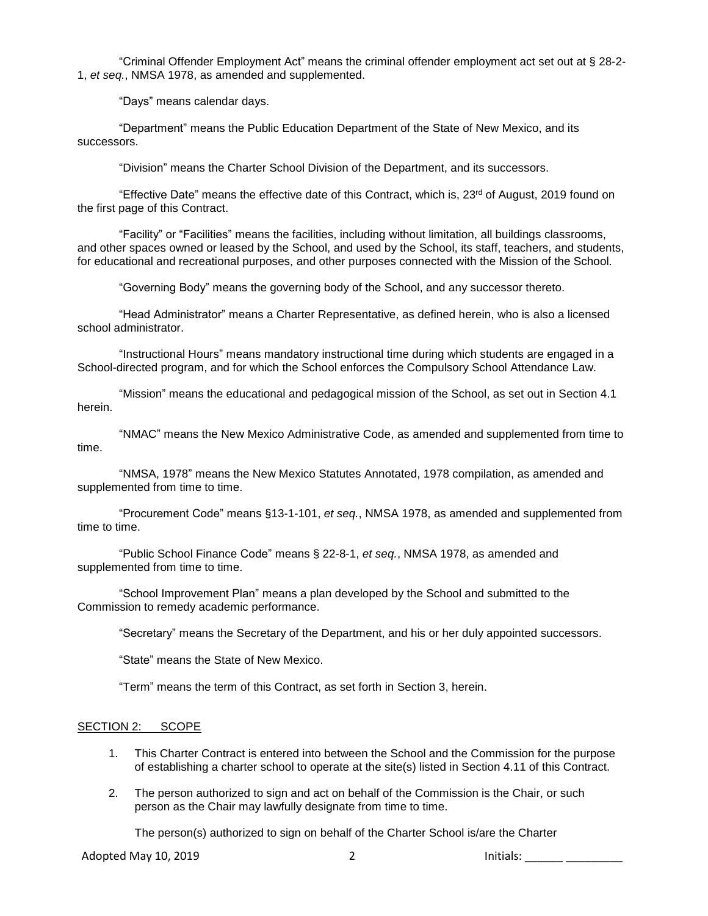"Criminal Offender Employment Act" means the criminal offender employment act set out at § 28-2-1, *et seq.*, NMSA 1978, as amended and supplemented.

"Days" means calendar days.

"Department" means the Public Education Department of the State of New Mexico, and its successors.

"Division" means the Charter School Division of the Department, and its successors.

"Effective Date" means the effective date of this Contract, which is, 23rd of August, 2019 found on the first page of this Contract.

"Facility" or "Facilities" means the facilities, including without limitation, all buildings classrooms, and other spaces owned or leased by the School, and used by the School, its staff, teachers, and students, for educational and recreational purposes, and other purposes connected with the Mission of the School.

"Governing Body" means the governing body of the School, and any successor thereto.

"Head Administrator" means a Charter Representative, as defined herein, who is also a licensed school administrator.

"Instructional Hours" means mandatory instructional time during which students are engaged in a School-directed program, and for which the School enforces the Compulsory School Attendance Law.

"Mission" means the educational and pedagogical mission of the School, as set out in Section 4.1 herein.

"NMAC" means the New Mexico Administrative Code, as amended and supplemented from time to time.

"NMSA, 1978" means the New Mexico Statutes Annotated, 1978 compilation, as amended and supplemented from time to time.

"Procurement Code" means §13-1-101, *et seq.*, NMSA 1978, as amended and supplemented from time to time.

"Public School Finance Code" means § 22-8-1, *et seq.*, NMSA 1978, as amended and supplemented from time to time.

"School Improvement Plan" means a plan developed by the School and submitted to the Commission to remedy academic performance.

"Secretary" means the Secretary of the Department, and his or her duly appointed successors.

"State" means the State of New Mexico.

"Term" means the term of this Contract, as set forth in Section 3, herein.

## SECTION 2: SCOPE

1. This Charter Contract is entered into between the School and the Commission for the purpose of establishing a charter school to operate at the site(s) listed in Section 4.11 of this Contract.

2. The person authorized to sign and act on behalf of the Commission is the Chair, or such person as the Chair may lawfully designate from time to time.

   The person(s) authorized to sign on behalf of the Charter School is/are the Charter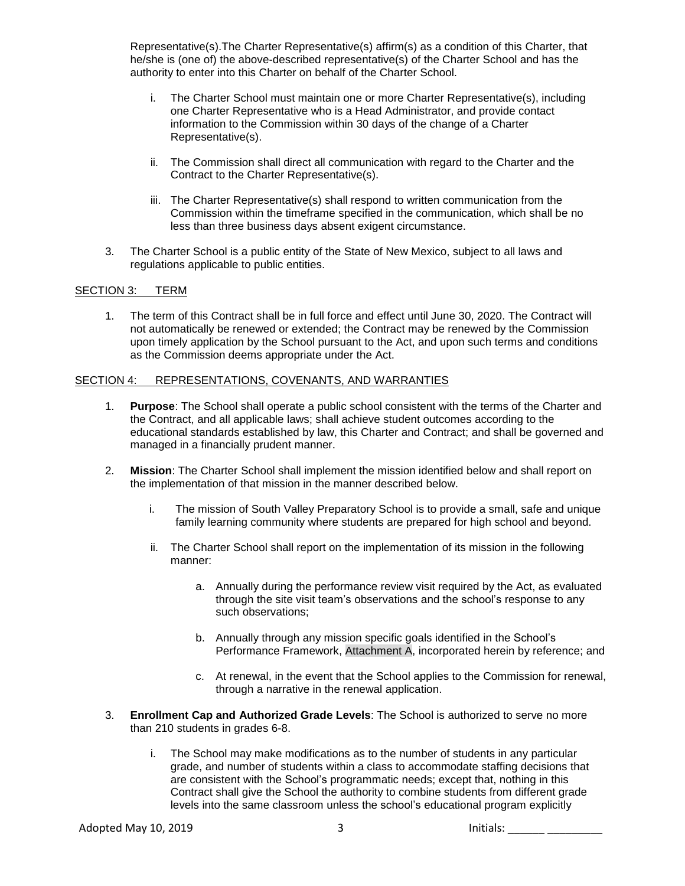Representative(s).The Charter Representative(s) affirm(s) as a condition of this Charter, that he/she is (one of) the above-described representative(s) of the Charter School and has the authority to enter into this Charter on behalf of the Charter School.

i. The Charter School must maintain one or more Charter Representative(s), including one Charter Representative who is a Head Administrator, and provide contact information to the Commission within 30 days of the change of a Charter Representative(s).

ii. The Commission shall direct all communication with regard to the Charter and the Contract to the Charter Representative(s).

iii. The Charter Representative(s) shall respond to written communication from the Commission within the timeframe specified in the communication, which shall be no less than three business days absent exigent circumstance.

3. The Charter School is a public entity of the State of New Mexico, subject to all laws and regulations applicable to public entities.

## SECTION 3: TERM

1. The term of this Contract shall be in full force and effect until June 30, 2020. The Contract will not automatically be renewed or extended; the Contract may be renewed by the Commission upon timely application by the School pursuant to the Act, and upon such terms and conditions as the Commission deems appropriate under the Act.

## SECTION 4: REPRESENTATIONS, COVENANTS, AND WARRANTIES

1. **Purpose**: The School shall operate a public school consistent with the terms of the Charter and the Contract, and all applicable laws; shall achieve student outcomes according to the educational standards established by law, this Charter and Contract; and shall be governed and managed in a financially prudent manner.

2. **Mission**: The Charter School shall implement the mission identified below and shall report on the implementation of that mission in the manner described below.

   i. The mission of South Valley Preparatory School is to provide a small, safe and unique family learning community where students are prepared for high school and beyond.

   ii. The Charter School shall report on the implementation of its mission in the following manner:

      a. Annually during the performance review visit required by the Act, as evaluated through the site visit team's observations and the school's response to any such observations;

      b. Annually through any mission specific goals identified in the School's Performance Framework, Attachment A, incorporated herein by reference; and

      c. At renewal, in the event that the School applies to the Commission for renewal, through a narrative in the renewal application.

3. **Enrollment Cap and Authorized Grade Levels**: The School is authorized to serve no more than 210 students in grades 6-8.

   i. The School may make modifications as to the number of students in any particular grade, and number of students within a class to accommodate staffing decisions that are consistent with the School's programmatic needs; except that, nothing in this Contract shall give the School the authority to combine students from different grade levels into the same classroom unless the school's educational program explicitly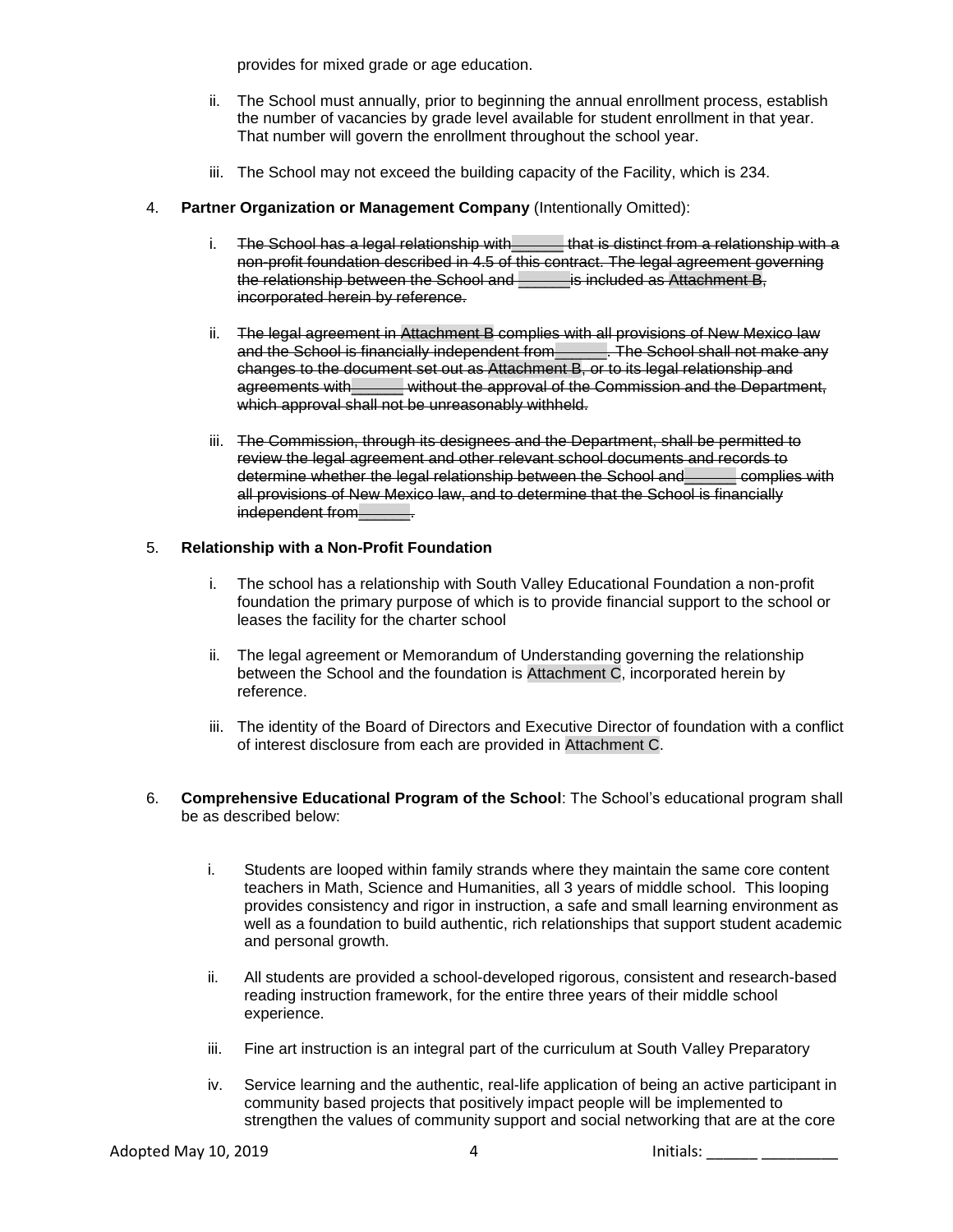provides for mixed grade or age education.

ii. The School must annually, prior to beginning the annual enrollment process, establish the number of vacancies by grade level available for student enrollment in that year. That number will govern the enrollment throughout the school year.

iii. The School may not exceed the building capacity of the Facility, which is 234.

4. **Partner Organization or Management Company** (Intentionally Omitted):

i. ~~The School has a legal relationship with______ that is distinct from a relationship with a non-profit foundation described in 4.5 of this contract. The legal agreement governing the relationship between the School and ______is included as Attachment B, incorporated herein by reference.~~

ii. ~~The legal agreement in Attachment B complies with all provisions of New Mexico law and the School is financially independent from______. The School shall not make any changes to the document set out as Attachment B, or to its legal relationship and agreements with______ without the approval of the Commission and the Department, which approval shall not be unreasonably withheld.~~

iii. ~~The Commission, through its designees and the Department, shall be permitted to review the legal agreement and other relevant school documents and records to determine whether the legal relationship between the School and______ complies with all provisions of New Mexico law, and to determine that the School is financially independent from______.~~

5. **Relationship with a Non-Profit Foundation**

i. The school has a relationship with South Valley Educational Foundation a non-profit foundation the primary purpose of which is to provide financial support to the school or leases the facility for the charter school

ii. The legal agreement or Memorandum of Understanding governing the relationship between the School and the foundation is Attachment C, incorporated herein by reference.

iii. The identity of the Board of Directors and Executive Director of foundation with a conflict of interest disclosure from each are provided in Attachment C.

6. **Comprehensive Educational Program of the School**: The School's educational program shall be as described below:

i. Students are looped within family strands where they maintain the same core content teachers in Math, Science and Humanities, all 3 years of middle school. This looping provides consistency and rigor in instruction, a safe and small learning environment as well as a foundation to build authentic, rich relationships that support student academic and personal growth.

ii. All students are provided a school-developed rigorous, consistent and research-based reading instruction framework, for the entire three years of their middle school experience.

iii. Fine art instruction is an integral part of the curriculum at South Valley Preparatory

iv. Service learning and the authentic, real-life application of being an active participant in community based projects that positively impact people will be implemented to strengthen the values of community support and social networking that are at the core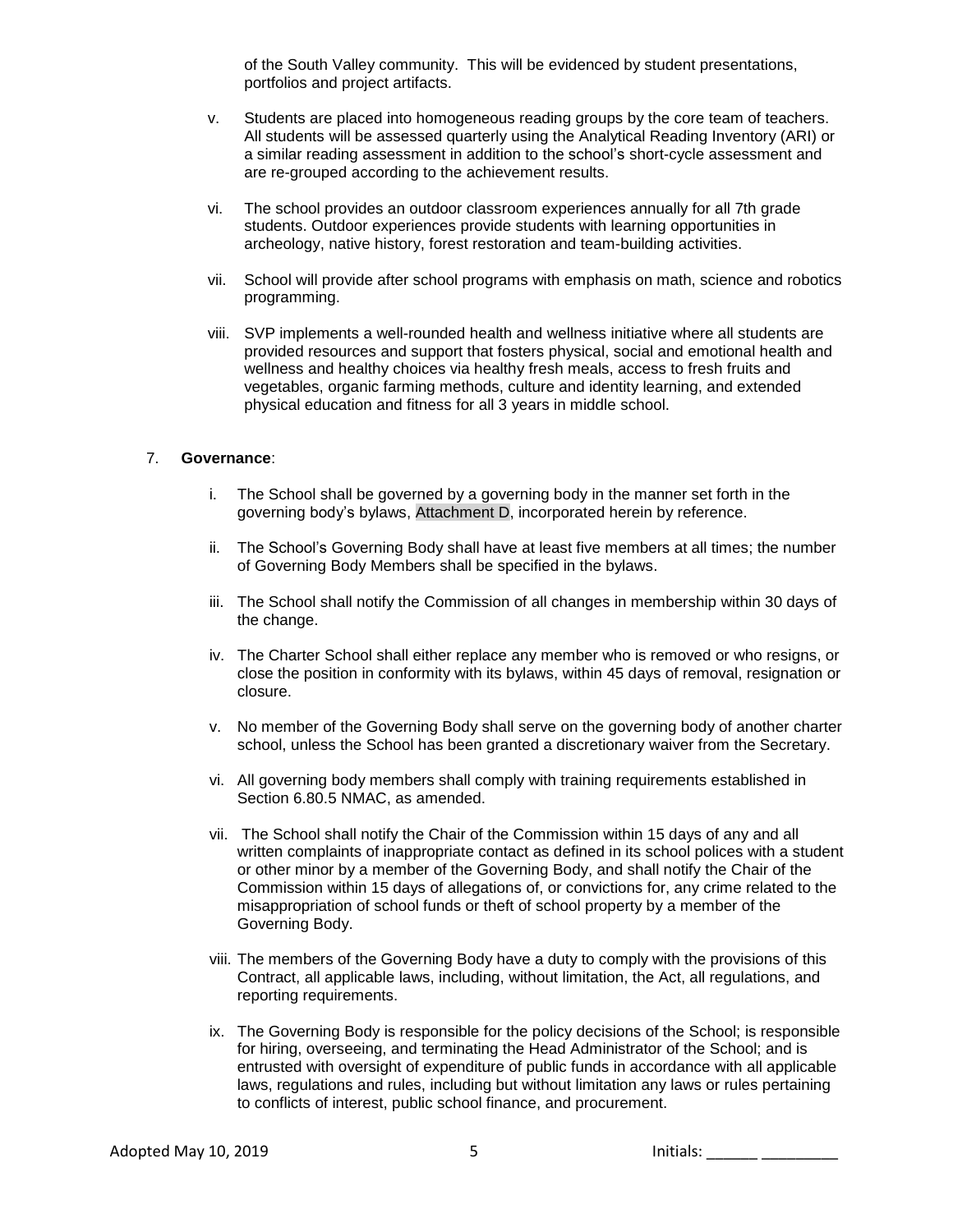of the South Valley community. This will be evidenced by student presentations, portfolios and project artifacts.

v. Students are placed into homogeneous reading groups by the core team of teachers. All students will be assessed quarterly using the Analytical Reading Inventory (ARI) or a similar reading assessment in addition to the school's short-cycle assessment and are re-grouped according to the achievement results.

vi. The school provides an outdoor classroom experiences annually for all 7th grade students. Outdoor experiences provide students with learning opportunities in archeology, native history, forest restoration and team-building activities.

vii. School will provide after school programs with emphasis on math, science and robotics programming.

viii. SVP implements a well-rounded health and wellness initiative where all students are provided resources and support that fosters physical, social and emotional health and wellness and healthy choices via healthy fresh meals, access to fresh fruits and vegetables, organic farming methods, culture and identity learning, and extended physical education and fitness for all 3 years in middle school.

7. **Governance**:

i. The School shall be governed by a governing body in the manner set forth in the governing body's bylaws, Attachment D, incorporated herein by reference.

ii. The School's Governing Body shall have at least five members at all times; the number of Governing Body Members shall be specified in the bylaws.

iii. The School shall notify the Commission of all changes in membership within 30 days of the change.

iv. The Charter School shall either replace any member who is removed or who resigns, or close the position in conformity with its bylaws, within 45 days of removal, resignation or closure.

v. No member of the Governing Body shall serve on the governing body of another charter school, unless the School has been granted a discretionary waiver from the Secretary.

vi. All governing body members shall comply with training requirements established in Section 6.80.5 NMAC, as amended.

vii. The School shall notify the Chair of the Commission within 15 days of any and all written complaints of inappropriate contact as defined in its school polices with a student or other minor by a member of the Governing Body, and shall notify the Chair of the Commission within 15 days of allegations of, or convictions for, any crime related to the misappropriation of school funds or theft of school property by a member of the Governing Body.

viii. The members of the Governing Body have a duty to comply with the provisions of this Contract, all applicable laws, including, without limitation, the Act, all regulations, and reporting requirements.

ix. The Governing Body is responsible for the policy decisions of the School; is responsible for hiring, overseeing, and terminating the Head Administrator of the School; and is entrusted with oversight of expenditure of public funds in accordance with all applicable laws, regulations and rules, including but without limitation any laws or rules pertaining to conflicts of interest, public school finance, and procurement.

Adopted May 10, 2019 Initials: ______ _________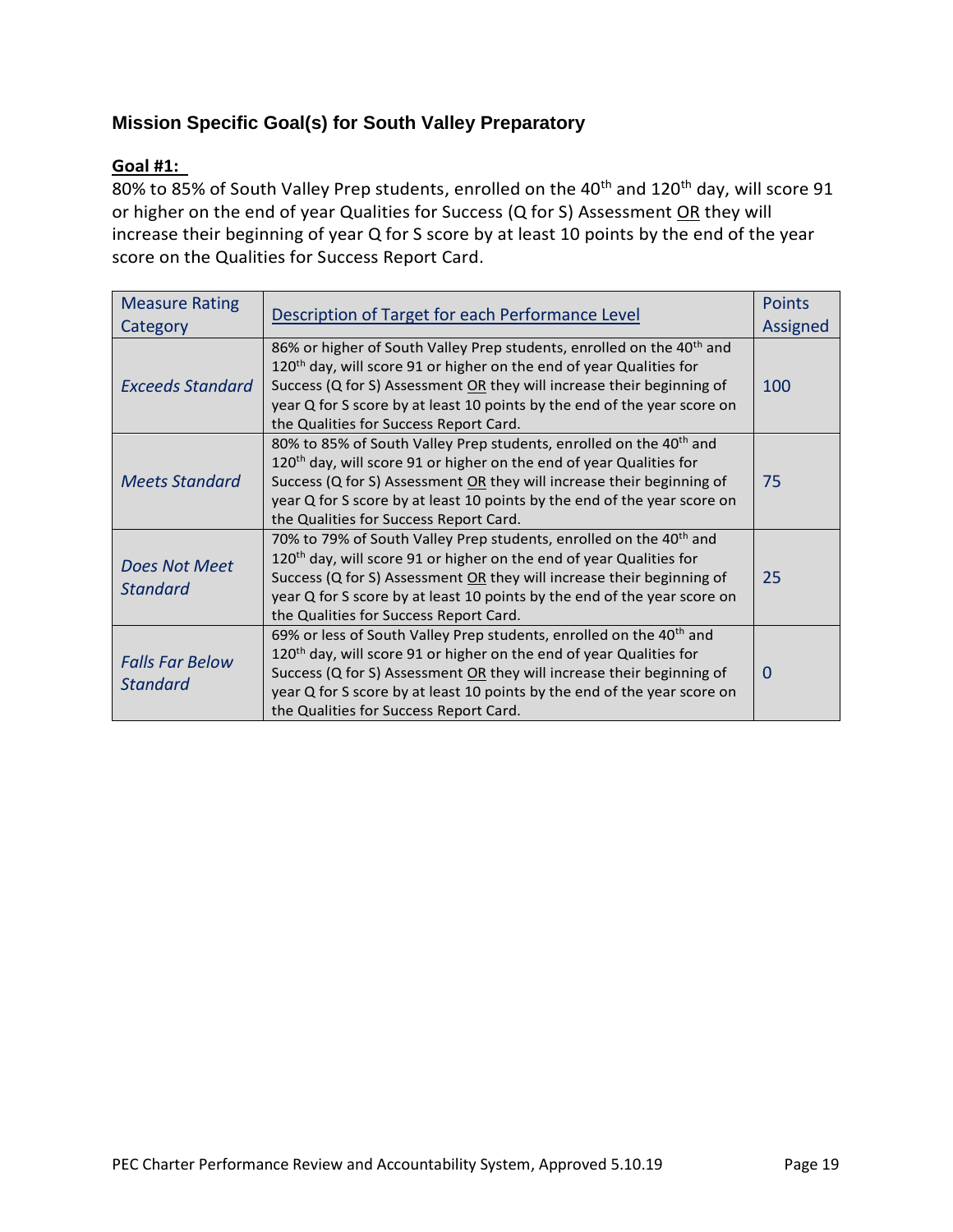### Mission Specific Goal(s) for South Valley Preparatory

**Goal #1:**

80% to 85% of South Valley Prep students, enrolled on the 40th and 120th day, will score 91 or higher on the end of year Qualities for Success (Q for S) Assessment OR they will increase their beginning of year Q for S score by at least 10 points by the end of the year score on the Qualities for Success Report Card.

| Measure Rating Category | Description of Target for each Performance Level | Points Assigned |
|---|---|---|
| *Exceeds Standard* | 86% or higher of South Valley Prep students, enrolled on the 40th and 120th day, will score 91 or higher on the end of year Qualities for Success (Q for S) Assessment OR they will increase their beginning of year Q for S score by at least 10 points by the end of the year score on the Qualities for Success Report Card. | 100 |
| *Meets Standard* | 80% to 85% of South Valley Prep students, enrolled on the 40th and 120th day, will score 91 or higher on the end of year Qualities for Success (Q for S) Assessment OR they will increase their beginning of year Q for S score by at least 10 points by the end of the year score on the Qualities for Success Report Card. | 75 |
| *Does Not Meet Standard* | 70% to 79% of South Valley Prep students, enrolled on the 40th and 120th day, will score 91 or higher on the end of year Qualities for Success (Q for S) Assessment OR they will increase their beginning of year Q for S score by at least 10 points by the end of the year score on the Qualities for Success Report Card. | 25 |
| *Falls Far Below Standard* | 69% or less of South Valley Prep students, enrolled on the 40th and 120th day, will score 91 or higher on the end of year Qualities for Success (Q for S) Assessment OR they will increase their beginning of year Q for S score by at least 10 points by the end of the year score on the Qualities for Success Report Card. | 0 |